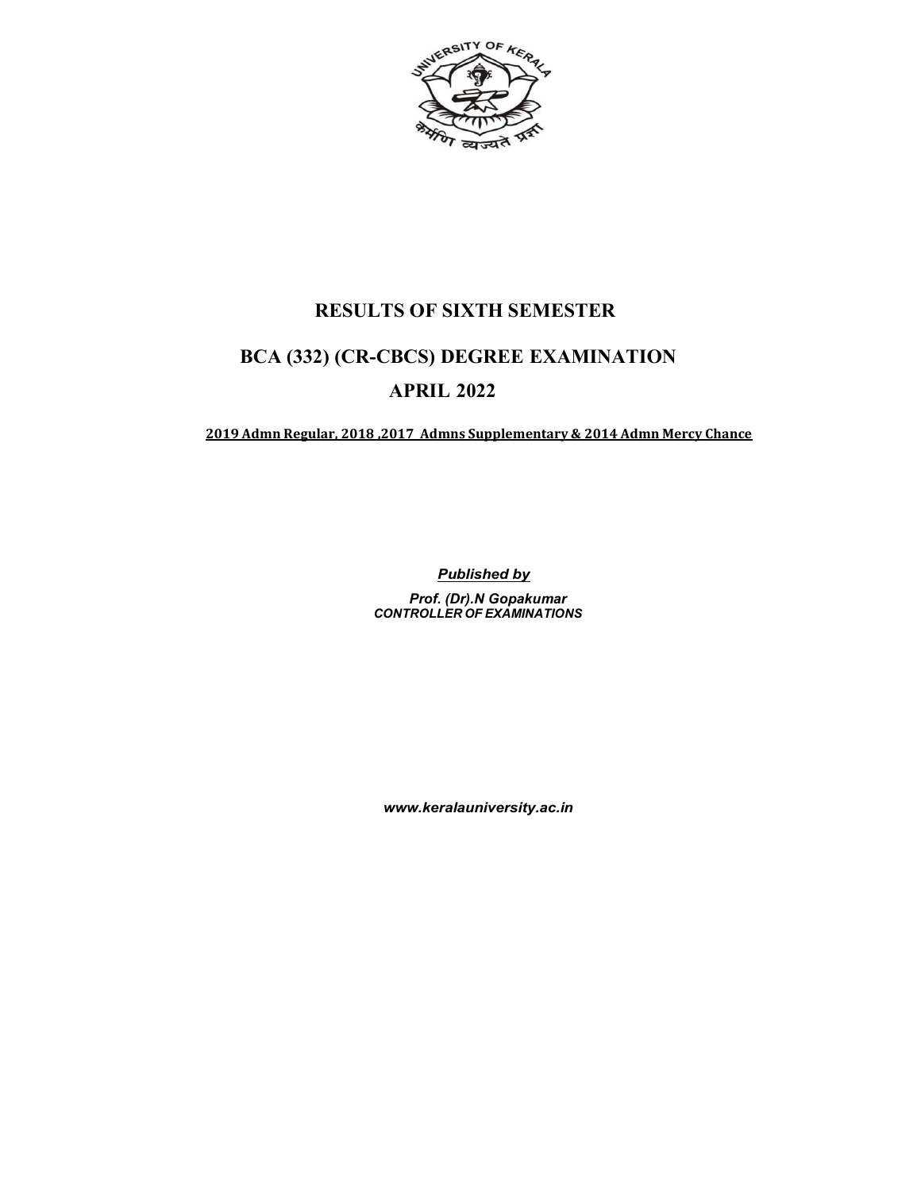# RESULTS OF SIXTH SEMESTER

# BCA (332) (CR-CBCS) DEGREE EXAMINATION

# APRIL 2022

**2019 Admn Regular, 2018 ,2017 Admns Supplementary & 2014 Admn Mercy Chance**

***Published by***

***Prof. (Dr).N Gopakumar***
***CONTROLLER OF EXAMINATIONS***

***www.keralauniversity.ac.in***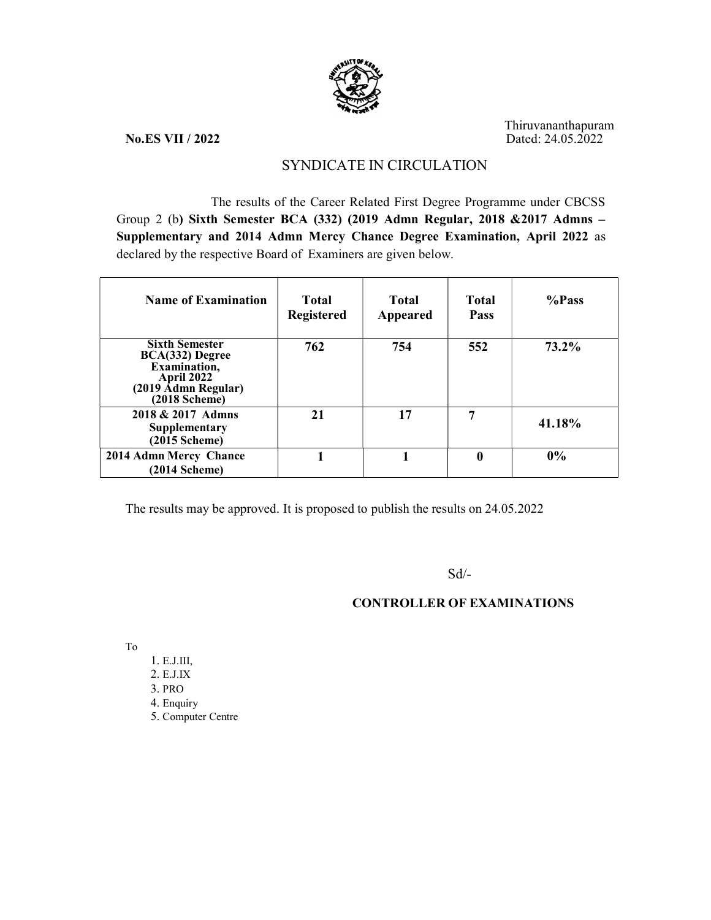No.ES VII / 2022

Thiruvananthapuram
Dated: 24.05.2022

## SYNDICATE IN CIRCULATION

The results of the Career Related First Degree Programme under CBCSS Group 2 (b**) Sixth Semester BCA (332) (2019 Admn Regular, 2018 &2017 Admns – Supplementary and 2014 Admn Mercy Chance Degree Examination, April 2022** as declared by the respective Board of Examiners are given below.

| Name of Examination | Total Registered | Total Appeared | Total Pass | %Pass |
|---|---|---|---|---|
| **Sixth Semester BCA(332) Degree Examination, April 2022 (2019 Admn Regular) (2018 Scheme)** | **762** | **754** | **552** | **73.2%** |
| **2018 & 2017 Admns Supplementary (2015 Scheme)** | **21** | **17** | **7** | **41.18%** |
| **2014 Admn Mercy Chance (2014 Scheme)** | **1** | **1** | **0** | **0%** |

The results may be approved. It is proposed to publish the results on 24.05.2022

Sd/-

**CONTROLLER OF EXAMINATIONS**

To

1. E.J.III,
2. E.J.IX
3. PRO
4. Enquiry
5. Computer Centre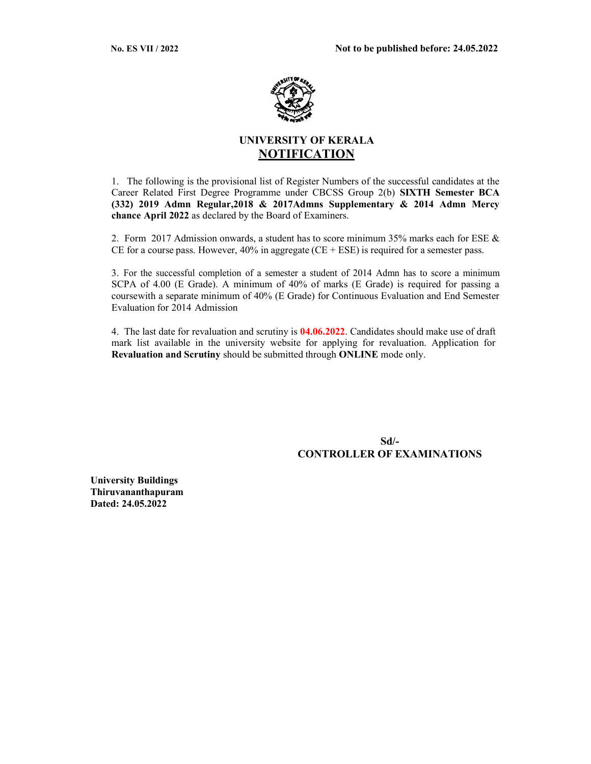**No. ES VII / 2022** **Not to be published before: 24.05.2022**

# UNIVERSITY OF KERALA

## NOTIFICATION

1. The following is the provisional list of Register Numbers of the successful candidates at the Career Related First Degree Programme under CBCSS Group 2(b) **SIXTH Semester BCA (332) 2019 Admn Regular,2018 & 2017Admns Supplementary & 2014 Admn Mercy chance April 2022** as declared by the Board of Examiners.

2. Form 2017 Admission onwards, a student has to score minimum 35% marks each for ESE & CE for a course pass. However, 40% in aggregate (CE + ESE) is required for a semester pass.

3. For the successful completion of a semester a student of 2014 Admn has to score a minimum SCPA of 4.00 (E Grade). A minimum of 40% of marks (E Grade) is required for passing a coursewith a separate minimum of 40% (E Grade) for Continuous Evaluation and End Semester Evaluation for 2014 Admission

4. The last date for revaluation and scrutiny is **04.06.2022**. Candidates should make use of draft mark list available in the university website for applying for revaluation. Application for **Revaluation and Scrutiny** should be submitted through **ONLINE** mode only.

**Sd/-**
**CONTROLLER OF EXAMINATIONS**

**University Buildings**
**Thiruvananthapuram**
**Dated: 24.05.2022**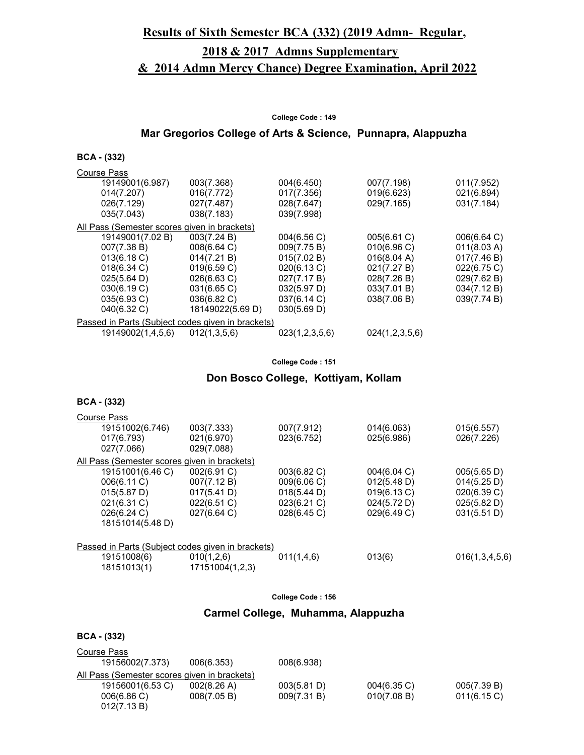# Results of Sixth Semester BCA (332) (2019 Admn- Regular, 2018 & 2017 Admns Supplementary & 2014 Admn Mercy Chance) Degree Examination, April 2022

**College Code : 149**

## Mar Gregorios College of Arts & Science, Punnapra, Alappuzha

**BCA - (332)**

Course Pass

| | | | | |
|---|---|---|---|---|
| 19149001(6.987) | 003(7.368) | 004(6.450) | 007(7.198) | 011(7.952) |
| 014(7.207) | 016(7.772) | 017(7.356) | 019(6.623) | 021(6.894) |
| 026(7.129) | 027(7.487) | 028(7.647) | 029(7.165) | 031(7.184) |
| 035(7.043) | 038(7.183) | 039(7.998) | | |

All Pass (Semester scores given in brackets)

| | | | | |
|---|---|---|---|---|
| 19149001(7.02 B) | 003(7.24 B) | 004(6.56 C) | 005(6.61 C) | 006(6.64 C) |
| 007(7.38 B) | 008(6.64 C) | 009(7.75 B) | 010(6.96 C) | 011(8.03 A) |
| 013(6.18 C) | 014(7.21 B) | 015(7.02 B) | 016(8.04 A) | 017(7.46 B) |
| 018(6.34 C) | 019(6.59 C) | 020(6.13 C) | 021(7.27 B) | 022(6.75 C) |
| 025(5.64 D) | 026(6.63 C) | 027(7.17 B) | 028(7.26 B) | 029(7.62 B) |
| 030(6.19 C) | 031(6.65 C) | 032(5.97 D) | 033(7.01 B) | 034(7.12 B) |
| 035(6.93 C) | 036(6.82 C) | 037(6.14 C) | 038(7.06 B) | 039(7.74 B) |
| 040(6.32 C) | 18149022(5.69 D) | 030(5.69 D) | | |

Passed in Parts (Subject codes given in brackets)

| | | | |
|---|---|---|---|
| 19149002(1,4,5,6) | 012(1,3,5,6) | 023(1,2,3,5,6) | 024(1,2,3,5,6) |

**College Code : 151**

## Don Bosco College, Kottiyam, Kollam

**BCA - (332)**

Course Pass

| | | | | |
|---|---|---|---|---|
| 19151002(6.746) | 003(7.333) | 007(7.912) | 014(6.063) | 015(6.557) |
| 017(6.793) | 021(6.970) | 023(6.752) | 025(6.986) | 026(7.226) |
| 027(7.066) | 029(7.088) | | | |

All Pass (Semester scores given in brackets)

| | | | | |
|---|---|---|---|---|
| 19151001(6.46 C) | 002(6.91 C) | 003(6.82 C) | 004(6.04 C) | 005(5.65 D) |
| 006(6.11 C) | 007(7.12 B) | 009(6.06 C) | 012(5.48 D) | 014(5.25 D) |
| 015(5.87 D) | 017(5.41 D) | 018(5.44 D) | 019(6.13 C) | 020(6.39 C) |
| 021(6.31 C) | 022(6.51 C) | 023(6.21 C) | 024(5.72 D) | 025(5.82 D) |
| 026(6.24 C) | 027(6.64 C) | 028(6.45 C) | 029(6.49 C) | 031(5.51 D) |
| 18151014(5.48 D) | | | | |

Passed in Parts (Subject codes given in brackets)

| | | | | |
|---|---|---|---|---|
| 19151008(6) | 010(1,2,6) | 011(1,4,6) | 013(6) | 016(1,3,4,5,6) |
| 18151013(1) | 17151004(1,2,3) | | | |

**College Code : 156**

## Carmel College, Muhamma, Alappuzha

**BCA - (332)**

Course Pass

| | | |
|---|---|---|
| 19156002(7.373) | 006(6.353) | 008(6.938) |

All Pass (Semester scores given in brackets)

| | | | | |
|---|---|---|---|---|
| 19156001(6.53 C) | 002(8.26 A) | 003(5.81 D) | 004(6.35 C) | 005(7.39 B) |
| 006(6.86 C) | 008(7.05 B) | 009(7.31 B) | 010(7.08 B) | 011(6.15 C) |
| 012(7.13 B) | | | | |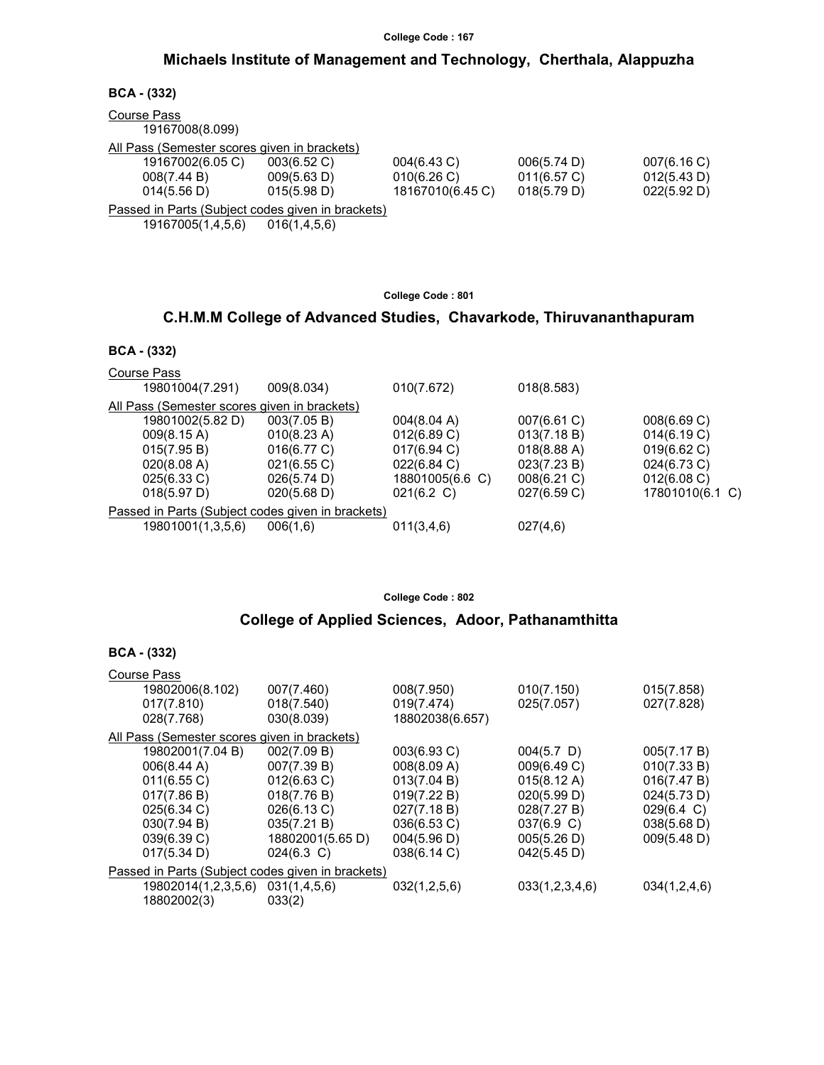College Code : 167

## Michaels Institute of Management and Technology, Cherthala, Alappuzha

**BCA - (332)**

Course Pass

19167008(8.099)

All Pass (Semester scores given in brackets)

| | | | | |
|---|---|---|---|---|
| 19167002(6.05 C) | 003(6.52 C) | 004(6.43 C) | 006(5.74 D) | 007(6.16 C) |
| 008(7.44 B) | 009(5.63 D) | 010(6.26 C) | 011(6.57 C) | 012(5.43 D) |
| 014(5.56 D) | 015(5.98 D) | 18167010(6.45 C) | 018(5.79 D) | 022(5.92 D) |

Passed in Parts (Subject codes given in brackets)

19167005(1,4,5,6)    016(1,4,5,6)

College Code : 801

## C.H.M.M College of Advanced Studies, Chavarkode, Thiruvananthapuram

**BCA - (332)**

Course Pass

| | | | |
|---|---|---|---|
| 19801004(7.291) | 009(8.034) | 010(7.672) | 018(8.583) |

All Pass (Semester scores given in brackets)

| | | | | |
|---|---|---|---|---|
| 19801002(5.82 D) | 003(7.05 B) | 004(8.04 A) | 007(6.61 C) | 008(6.69 C) |
| 009(8.15 A) | 010(8.23 A) | 012(6.89 C) | 013(7.18 B) | 014(6.19 C) |
| 015(7.95 B) | 016(6.77 C) | 017(6.94 C) | 018(8.88 A) | 019(6.62 C) |
| 020(8.08 A) | 021(6.55 C) | 022(6.84 C) | 023(7.23 B) | 024(6.73 C) |
| 025(6.33 C) | 026(5.74 D) | 18801005(6.6 C) | 008(6.21 C) | 012(6.08 C) |
| 018(5.97 D) | 020(5.68 D) | 021(6.2 C) | 027(6.59 C) | 17801010(6.1 C) |

Passed in Parts (Subject codes given in brackets)

| | | | |
|---|---|---|---|
| 19801001(1,3,5,6) | 006(1,6) | 011(3,4,6) | 027(4,6) |

College Code : 802

## College of Applied Sciences, Adoor, Pathanamthitta

**BCA - (332)**

Course Pass

| | | | | |
|---|---|---|---|---|
| 19802006(8.102) | 007(7.460) | 008(7.950) | 010(7.150) | 015(7.858) |
| 017(7.810) | 018(7.540) | 019(7.474) | 025(7.057) | 027(7.828) |
| 028(7.768) | 030(8.039) | 18802038(6.657) | | |

All Pass (Semester scores given in brackets)

| | | | | |
|---|---|---|---|---|
| 19802001(7.04 B) | 002(7.09 B) | 003(6.93 C) | 004(5.7 D) | 005(7.17 B) |
| 006(8.44 A) | 007(7.39 B) | 008(8.09 A) | 009(6.49 C) | 010(7.33 B) |
| 011(6.55 C) | 012(6.63 C) | 013(7.04 B) | 015(8.12 A) | 016(7.47 B) |
| 017(7.86 B) | 018(7.76 B) | 019(7.22 B) | 020(5.99 D) | 024(5.73 D) |
| 025(6.34 C) | 026(6.13 C) | 027(7.18 B) | 028(7.27 B) | 029(6.4 C) |
| 030(7.94 B) | 035(7.21 B) | 036(6.53 C) | 037(6.9 C) | 038(5.68 D) |
| 039(6.39 C) | 18802001(5.65 D) | 004(5.96 D) | 005(5.26 D) | 009(5.48 D) |
| 017(5.34 D) | 024(6.3 C) | 038(6.14 C) | 042(5.45 D) | |

Passed in Parts (Subject codes given in brackets)

| | | | | |
|---|---|---|---|---|
| 19802014(1,2,3,5,6) | 031(1,4,5,6) | 032(1,2,5,6) | 033(1,2,3,4,6) | 034(1,2,4,6) |
| 18802002(3) | 033(2) | | | |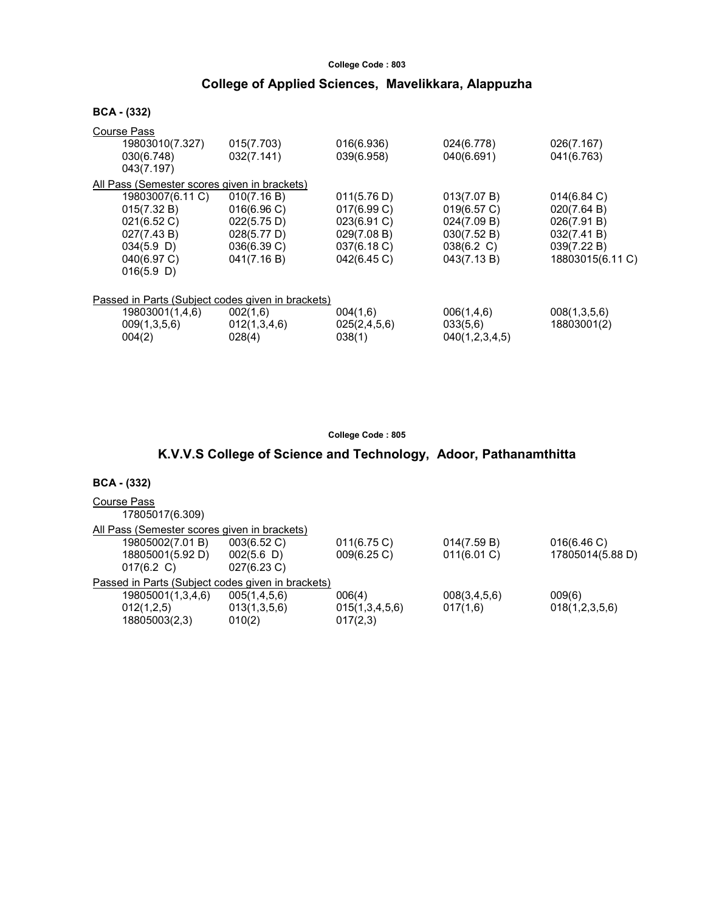College Code : 803

## College of Applied Sciences, Mavelikkara, Alappuzha

**BCA - (332)**

Course Pass

| | | | | |
|---|---|---|---|---|
| 19803010(7.327) | 015(7.703) | 016(6.936) | 024(6.778) | 026(7.167) |
| 030(6.748) | 032(7.141) | 039(6.958) | 040(6.691) | 041(6.763) |
| 043(7.197) | | | | |

All Pass (Semester scores given in brackets)

| | | | | |
|---|---|---|---|---|
| 19803007(6.11 C) | 010(7.16 B) | 011(5.76 D) | 013(7.07 B) | 014(6.84 C) |
| 015(7.32 B) | 016(6.96 C) | 017(6.99 C) | 019(6.57 C) | 020(7.64 B) |
| 021(6.52 C) | 022(5.75 D) | 023(6.91 C) | 024(7.09 B) | 026(7.91 B) |
| 027(7.43 B) | 028(5.77 D) | 029(7.08 B) | 030(7.52 B) | 032(7.41 B) |
| 034(5.9 D) | 036(6.39 C) | 037(6.18 C) | 038(6.2 C) | 039(7.22 B) |
| 040(6.97 C) | 041(7.16 B) | 042(6.45 C) | 043(7.13 B) | 18803015(6.11 C) |
| 016(5.9 D) | | | | |

Passed in Parts (Subject codes given in brackets)

| | | | | |
|---|---|---|---|---|
| 19803001(1,4,6) | 002(1,6) | 004(1,6) | 006(1,4,6) | 008(1,3,5,6) |
| 009(1,3,5,6) | 012(1,3,4,6) | 025(2,4,5,6) | 033(5,6) | 18803001(2) |
| 004(2) | 028(4) | 038(1) | 040(1,2,3,4,5) | |

College Code : 805

## K.V.V.S College of Science and Technology, Adoor, Pathanamthitta

**BCA - (332)**

Course Pass

17805017(6.309)

All Pass (Semester scores given in brackets)

| | | | | |
|---|---|---|---|---|
| 19805002(7.01 B) | 003(6.52 C) | 011(6.75 C) | 014(7.59 B) | 016(6.46 C) |
| 18805001(5.92 D) | 002(5.6 D) | 009(6.25 C) | 011(6.01 C) | 17805014(5.88 D) |
| 017(6.2 C) | 027(6.23 C) | | | |

Passed in Parts (Subject codes given in brackets)

| | | | | |
|---|---|---|---|---|
| 19805001(1,3,4,6) | 005(1,4,5,6) | 006(4) | 008(3,4,5,6) | 009(6) |
| 012(1,2,5) | 013(1,3,5,6) | 015(1,3,4,5,6) | 017(1,6) | 018(1,2,3,5,6) |
| 18805003(2,3) | 010(2) | 017(2,3) | | |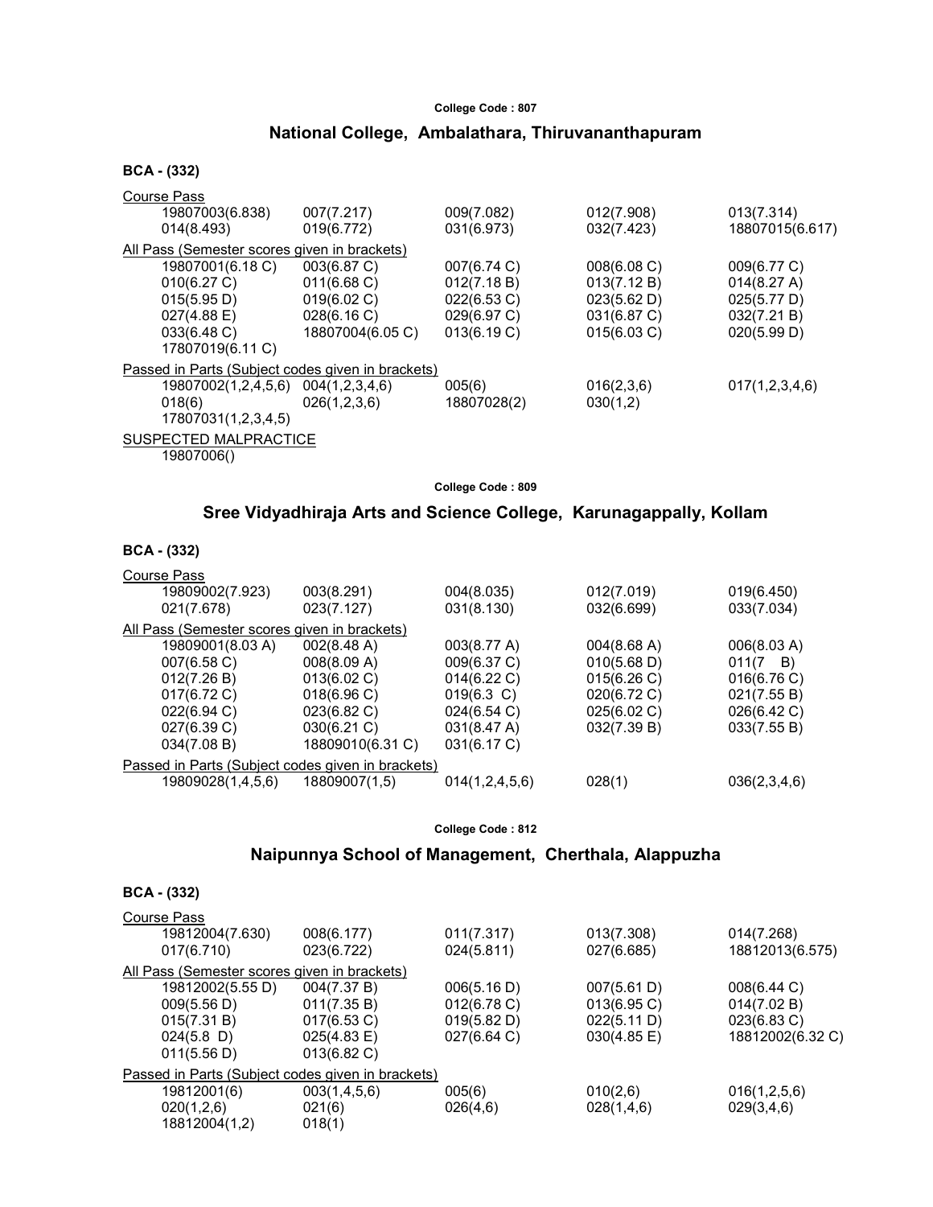**College Code : 807**

## National College, Ambalathara, Thiruvananthapuram

**BCA - (332)**

Course Pass

| | | | | |
|---|---|---|---|---|
| 19807003(6.838) | 007(7.217) | 009(7.082) | 012(7.908) | 013(7.314) |
| 014(8.493) | 019(6.772) | 031(6.973) | 032(7.423) | 18807015(6.617) |

All Pass (Semester scores given in brackets)

| | | | | |
|---|---|---|---|---|
| 19807001(6.18 C) | 003(6.87 C) | 007(6.74 C) | 008(6.08 C) | 009(6.77 C) |
| 010(6.27 C) | 011(6.68 C) | 012(7.18 B) | 013(7.12 B) | 014(8.27 A) |
| 015(5.95 D) | 019(6.02 C) | 022(6.53 C) | 023(5.62 D) | 025(5.77 D) |
| 027(4.88 E) | 028(6.16 C) | 029(6.97 C) | 031(6.87 C) | 032(7.21 B) |
| 033(6.48 C) | 18807004(6.05 C) | 013(6.19 C) | 015(6.03 C) | 020(5.99 D) |
| 17807019(6.11 C) | | | | |

Passed in Parts (Subject codes given in brackets)

| | | | | |
|---|---|---|---|---|
| 19807002(1,2,4,5,6) | 004(1,2,3,4,6) | 005(6) | 016(2,3,6) | 017(1,2,3,4,6) |
| 018(6) | 026(1,2,3,6) | 18807028(2) | 030(1,2) | |
| 17807031(1,2,3,4,5) | | | | |

SUSPECTED MALPRACTICE

19807006()

**College Code : 809**

## Sree Vidyadhiraja Arts and Science College, Karunagappally, Kollam

**BCA - (332)**

Course Pass

| | | | | |
|---|---|---|---|---|
| 19809002(7.923) | 003(8.291) | 004(8.035) | 012(7.019) | 019(6.450) |
| 021(7.678) | 023(7.127) | 031(8.130) | 032(6.699) | 033(7.034) |

All Pass (Semester scores given in brackets)

| | | | | |
|---|---|---|---|---|
| 19809001(8.03 A) | 002(8.48 A) | 003(8.77 A) | 004(8.68 A) | 006(8.03 A) |
| 007(6.58 C) | 008(8.09 A) | 009(6.37 C) | 010(5.68 D) | 011(7 B) |
| 012(7.26 B) | 013(6.02 C) | 014(6.22 C) | 015(6.26 C) | 016(6.76 C) |
| 017(6.72 C) | 018(6.96 C) | 019(6.3 C) | 020(6.72 C) | 021(7.55 B) |
| 022(6.94 C) | 023(6.82 C) | 024(6.54 C) | 025(6.02 C) | 026(6.42 C) |
| 027(6.39 C) | 030(6.21 C) | 031(8.47 A) | 032(7.39 B) | 033(7.55 B) |
| 034(7.08 B) | 18809010(6.31 C) | 031(6.17 C) | | |

Passed in Parts (Subject codes given in brackets)

| | | | | |
|---|---|---|---|---|
| 19809028(1,4,5,6) | 18809007(1,5) | 014(1,2,4,5,6) | 028(1) | 036(2,3,4,6) |

**College Code : 812**

## Naipunnya School of Management, Cherthala, Alappuzha

**BCA - (332)**

Course Pass

| | | | | |
|---|---|---|---|---|
| 19812004(7.630) | 008(6.177) | 011(7.317) | 013(7.308) | 014(7.268) |
| 017(6.710) | 023(6.722) | 024(5.811) | 027(6.685) | 18812013(6.575) |

All Pass (Semester scores given in brackets)

| | | | | |
|---|---|---|---|---|
| 19812002(5.55 D) | 004(7.37 B) | 006(5.16 D) | 007(5.61 D) | 008(6.44 C) |
| 009(5.56 D) | 011(7.35 B) | 012(6.78 C) | 013(6.95 C) | 014(7.02 B) |
| 015(7.31 B) | 017(6.53 C) | 019(5.82 D) | 022(5.11 D) | 023(6.83 C) |
| 024(5.8 D) | 025(4.83 E) | 027(6.64 C) | 030(4.85 E) | 18812002(6.32 C) |
| 011(5.56 D) | 013(6.82 C) | | | |

Passed in Parts (Subject codes given in brackets)

| | | | | |
|---|---|---|---|---|
| 19812001(6) | 003(1,4,5,6) | 005(6) | 010(2,6) | 016(1,2,5,6) |
| 020(1,2,6) | 021(6) | 026(4,6) | 028(1,4,6) | 029(3,4,6) |
| 18812004(1,2) | 018(1) | | | |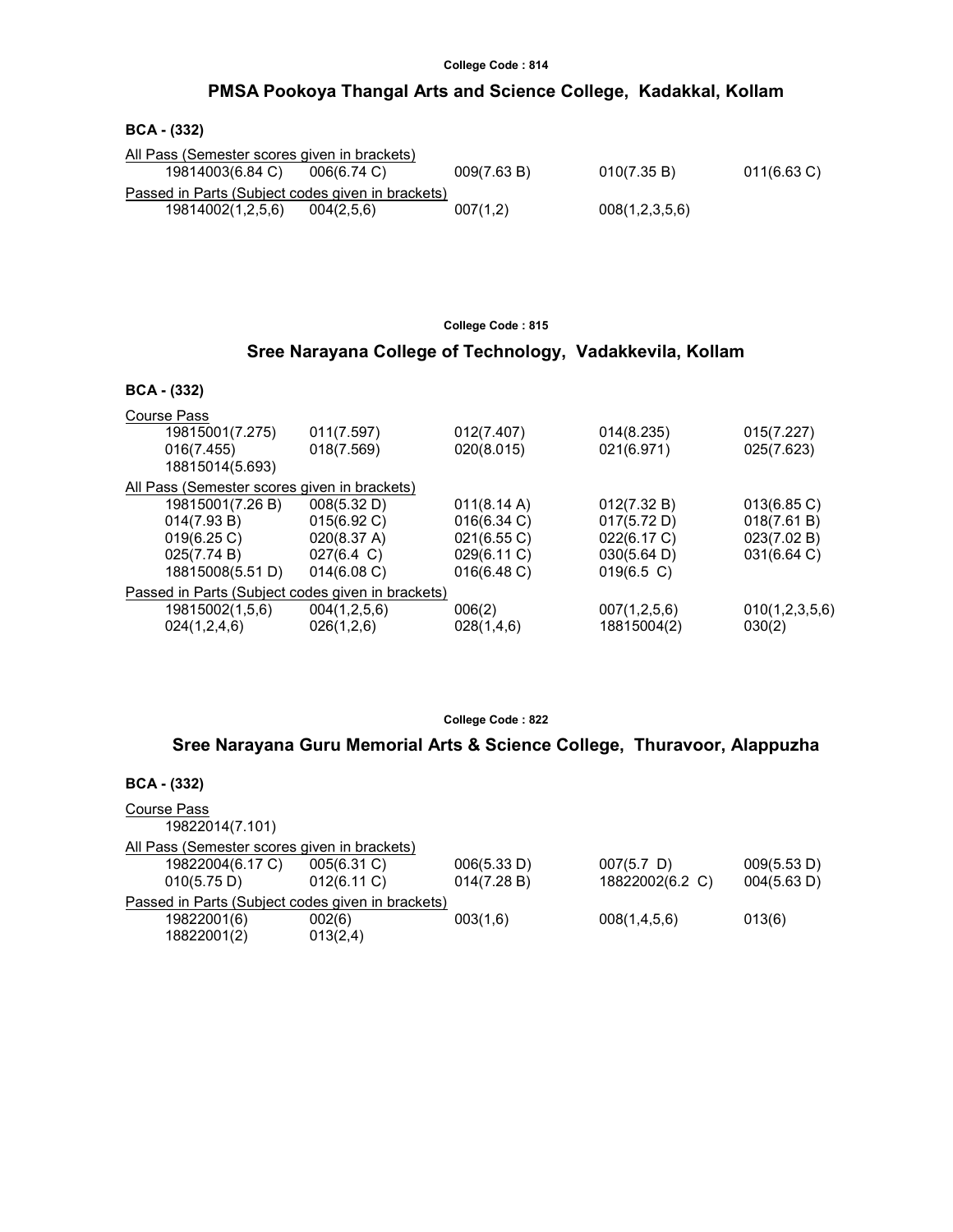College Code : 814

## PMSA Pookoya Thangal Arts and Science College, Kadakkal, Kollam

**BCA - (332)**

All Pass (Semester scores given in brackets)

| | | | | |
|---|---|---|---|---|
| 19814003(6.84 C) | 006(6.74 C) | 009(7.63 B) | 010(7.35 B) | 011(6.63 C) |

Passed in Parts (Subject codes given in brackets)

| | | | |
|---|---|---|---|
| 19814002(1,2,5,6) | 004(2,5,6) | 007(1,2) | 008(1,2,3,5,6) |

College Code : 815

## Sree Narayana College of Technology, Vadakkevila, Kollam

**BCA - (332)**

Course Pass

| | | | | |
|---|---|---|---|---|
| 19815001(7.275) | 011(7.597) | 012(7.407) | 014(8.235) | 015(7.227) |
| 016(7.455) | 018(7.569) | 020(8.015) | 021(6.971) | 025(7.623) |
| 18815014(5.693) | | | | |

All Pass (Semester scores given in brackets)

| | | | | |
|---|---|---|---|---|
| 19815001(7.26 B) | 008(5.32 D) | 011(8.14 A) | 012(7.32 B) | 013(6.85 C) |
| 014(7.93 B) | 015(6.92 C) | 016(6.34 C) | 017(5.72 D) | 018(7.61 B) |
| 019(6.25 C) | 020(8.37 A) | 021(6.55 C) | 022(6.17 C) | 023(7.02 B) |
| 025(7.74 B) | 027(6.4 C) | 029(6.11 C) | 030(5.64 D) | 031(6.64 C) |
| 18815008(5.51 D) | 014(6.08 C) | 016(6.48 C) | 019(6.5 C) | |

Passed in Parts (Subject codes given in brackets)

| | | | | |
|---|---|---|---|---|
| 19815002(1,5,6) | 004(1,2,5,6) | 006(2) | 007(1,2,5,6) | 010(1,2,3,5,6) |
| 024(1,2,4,6) | 026(1,2,6) | 028(1,4,6) | 18815004(2) | 030(2) |

College Code : 822

## Sree Narayana Guru Memorial Arts & Science College, Thuravoor, Alappuzha

**BCA - (332)**

Course Pass

| |
|---|
| 19822014(7.101) |

All Pass (Semester scores given in brackets)

| | | | | |
|---|---|---|---|---|
| 19822004(6.17 C) | 005(6.31 C) | 006(5.33 D) | 007(5.7 D) | 009(5.53 D) |
| 010(5.75 D) | 012(6.11 C) | 014(7.28 B) | 18822002(6.2 C) | 004(5.63 D) |

Passed in Parts (Subject codes given in brackets)

| | | | | |
|---|---|---|---|---|
| 19822001(6) | 002(6) | 003(1,6) | 008(1,4,5,6) | 013(6) |
| 18822001(2) | 013(2,4) | | | |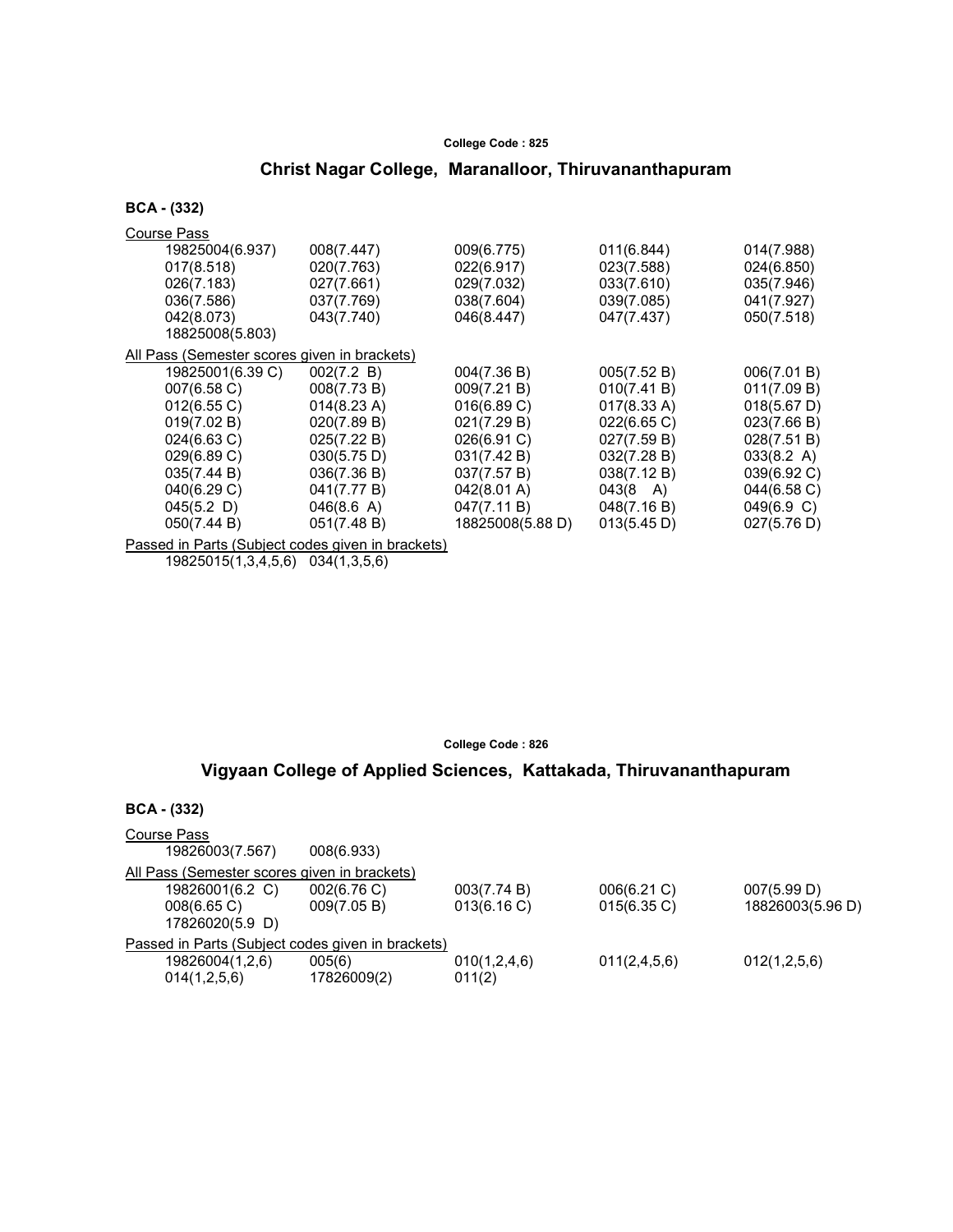College Code : 825

## Christ Nagar College, Maranalloor, Thiruvananthapuram

### BCA - (332)

Course Pass

| | | | | |
|---|---|---|---|---|
| 19825004(6.937) | 008(7.447) | 009(6.775) | 011(6.844) | 014(7.988) |
| 017(8.518) | 020(7.763) | 022(6.917) | 023(7.588) | 024(6.850) |
| 026(7.183) | 027(7.661) | 029(7.032) | 033(7.610) | 035(7.946) |
| 036(7.586) | 037(7.769) | 038(7.604) | 039(7.085) | 041(7.927) |
| 042(8.073) | 043(7.740) | 046(8.447) | 047(7.437) | 050(7.518) |
| 18825008(5.803) | | | | |

All Pass (Semester scores given in brackets)

| | | | | |
|---|---|---|---|---|
| 19825001(6.39 C) | 002(7.2 B) | 004(7.36 B) | 005(7.52 B) | 006(7.01 B) |
| 007(6.58 C) | 008(7.73 B) | 009(7.21 B) | 010(7.41 B) | 011(7.09 B) |
| 012(6.55 C) | 014(8.23 A) | 016(6.89 C) | 017(8.33 A) | 018(5.67 D) |
| 019(7.02 B) | 020(7.89 B) | 021(7.29 B) | 022(6.65 C) | 023(7.66 B) |
| 024(6.63 C) | 025(7.22 B) | 026(6.91 C) | 027(7.59 B) | 028(7.51 B) |
| 029(6.89 C) | 030(5.75 D) | 031(7.42 B) | 032(7.28 B) | 033(8.2 A) |
| 035(7.44 B) | 036(7.36 B) | 037(7.57 B) | 038(7.12 B) | 039(6.92 C) |
| 040(6.29 C) | 041(7.77 B) | 042(8.01 A) | 043(8 A) | 044(6.58 C) |
| 045(5.2 D) | 046(8.6 A) | 047(7.11 B) | 048(7.16 B) | 049(6.9 C) |
| 050(7.44 B) | 051(7.48 B) | 18825008(5.88 D) | 013(5.45 D) | 027(5.76 D) |

Passed in Parts (Subject codes given in brackets)

| | |
|---|---|
| 19825015(1,3,4,5,6) | 034(1,3,5,6) |

College Code : 826

## Vigyaan College of Applied Sciences, Kattakada, Thiruvananthapuram

### BCA - (332)

Course Pass

| | |
|---|---|
| 19826003(7.567) | 008(6.933) |

All Pass (Semester scores given in brackets)

| | | | | |
|---|---|---|---|---|
| 19826001(6.2 C) | 002(6.76 C) | 003(7.74 B) | 006(6.21 C) | 007(5.99 D) |
| 008(6.65 C) | 009(7.05 B) | 013(6.16 C) | 015(6.35 C) | 18826003(5.96 D) |
| 17826020(5.9 D) | | | | |

Passed in Parts (Subject codes given in brackets)

| | | | | |
|---|---|---|---|---|
| 19826004(1,2,6) | 005(6) | 010(1,2,4,6) | 011(2,4,5,6) | 012(1,2,5,6) |
| 014(1,2,5,6) | 17826009(2) | 011(2) | | |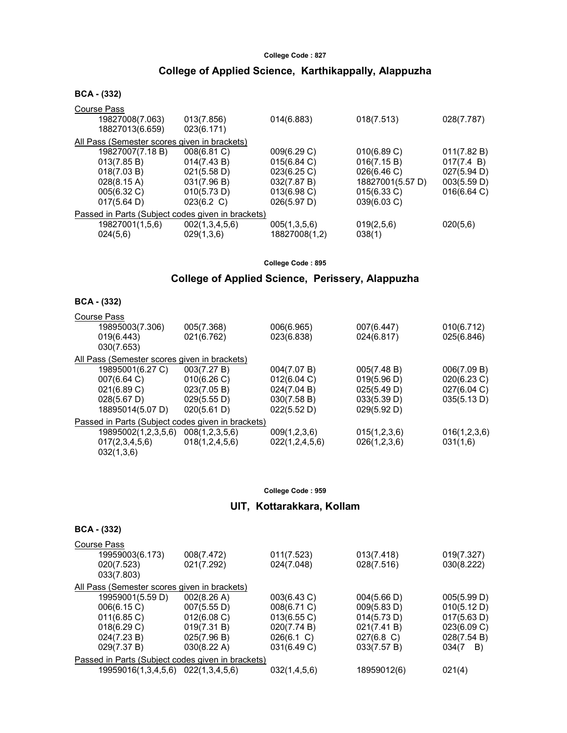College Code : 827

## College of Applied Science, Karthikappally, Alappuzha

**BCA - (332)**

Course Pass

| | | | | |
|---|---|---|---|---|
| 19827008(7.063) | 013(7.856) | 014(6.883) | 018(7.513) | 028(7.787) |
| 18827013(6.659) | 023(6.171) | | | |

All Pass (Semester scores given in brackets)

| | | | | |
|---|---|---|---|---|
| 19827007(7.18 B) | 008(6.81 C) | 009(6.29 C) | 010(6.89 C) | 011(7.82 B) |
| 013(7.85 B) | 014(7.43 B) | 015(6.84 C) | 016(7.15 B) | 017(7.4 B) |
| 018(7.03 B) | 021(5.58 D) | 023(6.25 C) | 026(6.46 C) | 027(5.94 D) |
| 028(8.15 A) | 031(7.96 B) | 032(7.87 B) | 18827001(5.57 D) | 003(5.59 D) |
| 005(6.32 C) | 010(5.73 D) | 013(6.98 C) | 015(6.33 C) | 016(6.64 C) |
| 017(5.64 D) | 023(6.2 C) | 026(5.97 D) | 039(6.03 C) | |

Passed in Parts (Subject codes given in brackets)

| | | | | |
|---|---|---|---|---|
| 19827001(1,5,6) | 002(1,3,4,5,6) | 005(1,3,5,6) | 019(2,5,6) | 020(5,6) |
| 024(5,6) | 029(1,3,6) | 18827008(1,2) | 038(1) | |

College Code : 895

## College of Applied Science, Perissery, Alappuzha

**BCA - (332)**

Course Pass

| | | | | |
|---|---|---|---|---|
| 19895003(7.306) | 005(7.368) | 006(6.965) | 007(6.447) | 010(6.712) |
| 019(6.443) | 021(6.762) | 023(6.838) | 024(6.817) | 025(6.846) |
| 030(7.653) | | | | |

All Pass (Semester scores given in brackets)

| | | | | |
|---|---|---|---|---|
| 19895001(6.27 C) | 003(7.27 B) | 004(7.07 B) | 005(7.48 B) | 006(7.09 B) |
| 007(6.64 C) | 010(6.26 C) | 012(6.04 C) | 019(5.96 D) | 020(6.23 C) |
| 021(6.89 C) | 023(7.05 B) | 024(7.04 B) | 025(5.49 D) | 027(6.04 C) |
| 028(5.67 D) | 029(5.55 D) | 030(7.58 B) | 033(5.39 D) | 035(5.13 D) |
| 18895014(5.07 D) | 020(5.61 D) | 022(5.52 D) | 029(5.92 D) | |

Passed in Parts (Subject codes given in brackets)

| | | | | |
|---|---|---|---|---|
| 19895002(1,2,3,5,6) | 008(1,2,3,5,6) | 009(1,2,3,6) | 015(1,2,3,6) | 016(1,2,3,6) |
| 017(2,3,4,5,6) | 018(1,2,4,5,6) | 022(1,2,4,5,6) | 026(1,2,3,6) | 031(1,6) |
| 032(1,3,6) | | | | |

College Code : 959

## UIT, Kottarakkara, Kollam

**BCA - (332)**

Course Pass

| | | | | |
|---|---|---|---|---|
| 19959003(6.173) | 008(7.472) | 011(7.523) | 013(7.418) | 019(7.327) |
| 020(7.523) | 021(7.292) | 024(7.048) | 028(7.516) | 030(8.222) |
| 033(7.803) | | | | |

All Pass (Semester scores given in brackets)

| | | | | |
|---|---|---|---|---|
| 19959001(5.59 D) | 002(8.26 A) | 003(6.43 C) | 004(5.66 D) | 005(5.99 D) |
| 006(6.15 C) | 007(5.55 D) | 008(6.71 C) | 009(5.83 D) | 010(5.12 D) |
| 011(6.85 C) | 012(6.08 C) | 013(6.55 C) | 014(5.73 D) | 017(5.63 D) |
| 018(6.29 C) | 019(7.31 B) | 020(7.74 B) | 021(7.41 B) | 023(6.09 C) |
| 024(7.23 B) | 025(7.96 B) | 026(6.1 C) | 027(6.8 C) | 028(7.54 B) |
| 029(7.37 B) | 030(8.22 A) | 031(6.49 C) | 033(7.57 B) | 034(7 B) |

Passed in Parts (Subject codes given in brackets)

| | | | | |
|---|---|---|---|---|
| 19959016(1,3,4,5,6) | 022(1,3,4,5,6) | 032(1,4,5,6) | 18959012(6) | 021(4) |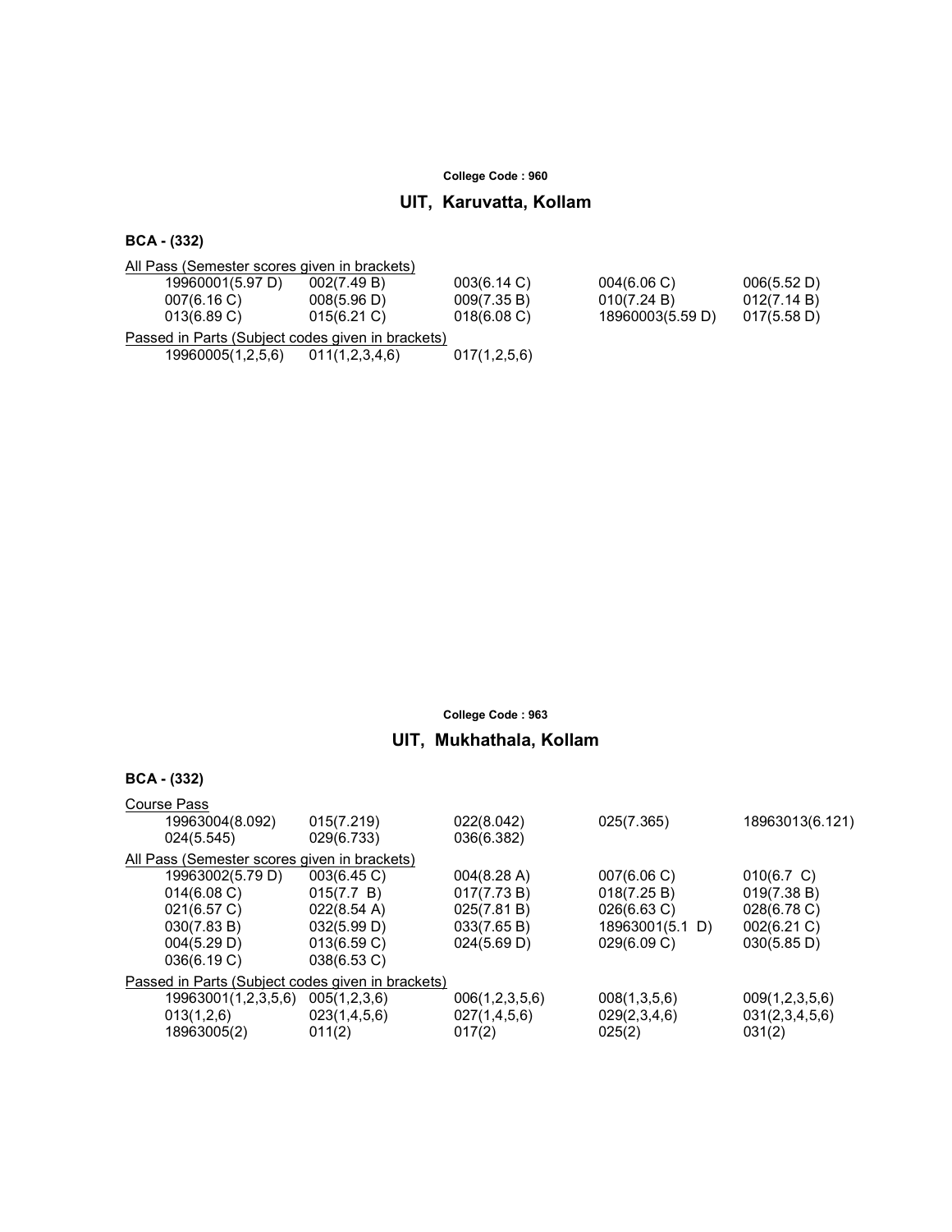**College Code : 960**

## UIT, Karuvatta, Kollam

**BCA - (332)**

All Pass (Semester scores given in brackets)

| | | | | |
|---|---|---|---|---|
| 19960001(5.97 D) | 002(7.49 B) | 003(6.14 C) | 004(6.06 C) | 006(5.52 D) |
| 007(6.16 C) | 008(5.96 D) | 009(7.35 B) | 010(7.24 B) | 012(7.14 B) |
| 013(6.89 C) | 015(6.21 C) | 018(6.08 C) | 18960003(5.59 D) | 017(5.58 D) |

Passed in Parts (Subject codes given in brackets)

| | | |
|---|---|---|
| 19960005(1,2,5,6) | 011(1,2,3,4,6) | 017(1,2,5,6) |

**College Code : 963**

## UIT, Mukhathala, Kollam

**BCA - (332)**

Course Pass

| | | | | |
|---|---|---|---|---|
| 19963004(8.092) | 015(7.219) | 022(8.042) | 025(7.365) | 18963013(6.121) |
| 024(5.545) | 029(6.733) | 036(6.382) | | |

All Pass (Semester scores given in brackets)

| | | | | |
|---|---|---|---|---|
| 19963002(5.79 D) | 003(6.45 C) | 004(8.28 A) | 007(6.06 C) | 010(6.7 C) |
| 014(6.08 C) | 015(7.7 B) | 017(7.73 B) | 018(7.25 B) | 019(7.38 B) |
| 021(6.57 C) | 022(8.54 A) | 025(7.81 B) | 026(6.63 C) | 028(6.78 C) |
| 030(7.83 B) | 032(5.99 D) | 033(7.65 B) | 18963001(5.1 D) | 002(6.21 C) |
| 004(5.29 D) | 013(6.59 C) | 024(5.69 D) | 029(6.09 C) | 030(5.85 D) |
| 036(6.19 C) | 038(6.53 C) | | | |

Passed in Parts (Subject codes given in brackets)

| | | | | |
|---|---|---|---|---|
| 19963001(1,2,3,5,6) | 005(1,2,3,6) | 006(1,2,3,5,6) | 008(1,3,5,6) | 009(1,2,3,5,6) |
| 013(1,2,6) | 023(1,4,5,6) | 027(1,4,5,6) | 029(2,3,4,6) | 031(2,3,4,5,6) |
| 18963005(2) | 011(2) | 017(2) | 025(2) | 031(2) |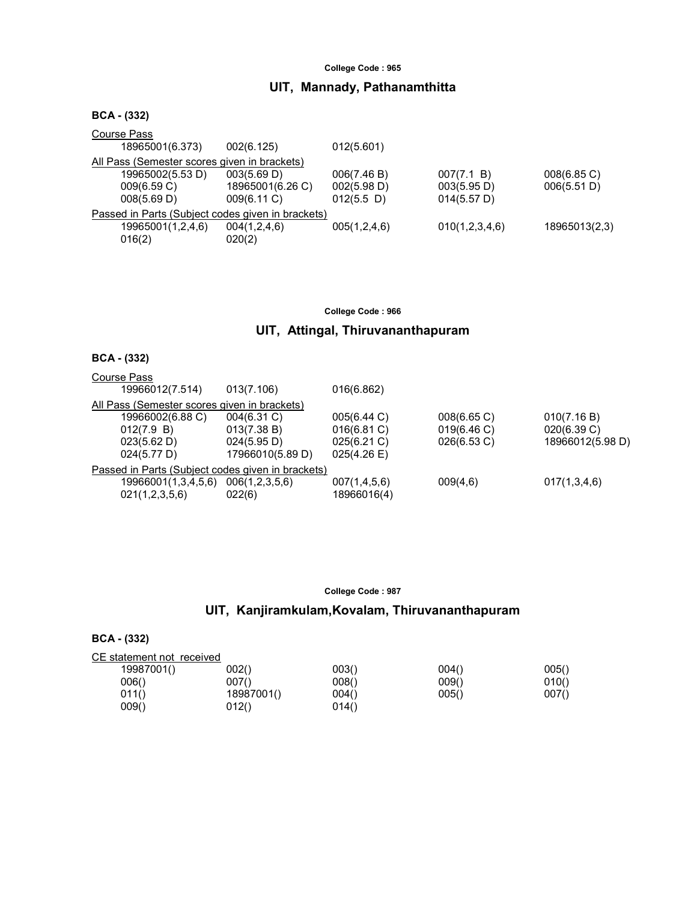College Code : 965

## UIT, Mannady, Pathanamthitta

**BCA - (332)**

Course Pass

| | | | | |
|---|---|---|---|---|
| 18965001(6.373) | 002(6.125) | 012(5.601) | | |

All Pass (Semester scores given in brackets)

| | | | | |
|---|---|---|---|---|
| 19965002(5.53 D) | 003(5.69 D) | 006(7.46 B) | 007(7.1 B) | 008(6.85 C) |
| 009(6.59 C) | 18965001(6.26 C) | 002(5.98 D) | 003(5.95 D) | 006(5.51 D) |
| 008(5.69 D) | 009(6.11 C) | 012(5.5 D) | 014(5.57 D) | |

Passed in Parts (Subject codes given in brackets)

| | | | | |
|---|---|---|---|---|
| 19965001(1,2,4,6) | 004(1,2,4,6) | 005(1,2,4,6) | 010(1,2,3,4,6) | 18965013(2,3) |
| 016(2) | 020(2) | | | |

College Code : 966

## UIT, Attingal, Thiruvananthapuram

**BCA - (332)**

Course Pass

| | | | | |
|---|---|---|---|---|
| 19966012(7.514) | 013(7.106) | 016(6.862) | | |

All Pass (Semester scores given in brackets)

| | | | | |
|---|---|---|---|---|
| 19966002(6.88 C) | 004(6.31 C) | 005(6.44 C) | 008(6.65 C) | 010(7.16 B) |
| 012(7.9 B) | 013(7.38 B) | 016(6.81 C) | 019(6.46 C) | 020(6.39 C) |
| 023(5.62 D) | 024(5.95 D) | 025(6.21 C) | 026(6.53 C) | 18966012(5.98 D) |
| 024(5.77 D) | 17966010(5.89 D) | 025(4.26 E) | | |

Passed in Parts (Subject codes given in brackets)

| | | | | |
|---|---|---|---|---|
| 19966001(1,3,4,5,6) | 006(1,2,3,5,6) | 007(1,4,5,6) | 009(4,6) | 017(1,3,4,6) |
| 021(1,2,3,5,6) | 022(6) | 18966016(4) | | |

College Code : 987

## UIT, Kanjiramkulam,Kovalam, Thiruvananthapuram

**BCA - (332)**

CE statement not received

| | | | | |
|---|---|---|---|---|
| 19987001() | 002() | 003() | 004() | 005() |
| 006() | 007() | 008() | 009() | 010() |
| 011() | 18987001() | 004() | 005() | 007() |
| 009() | 012() | 014() | | |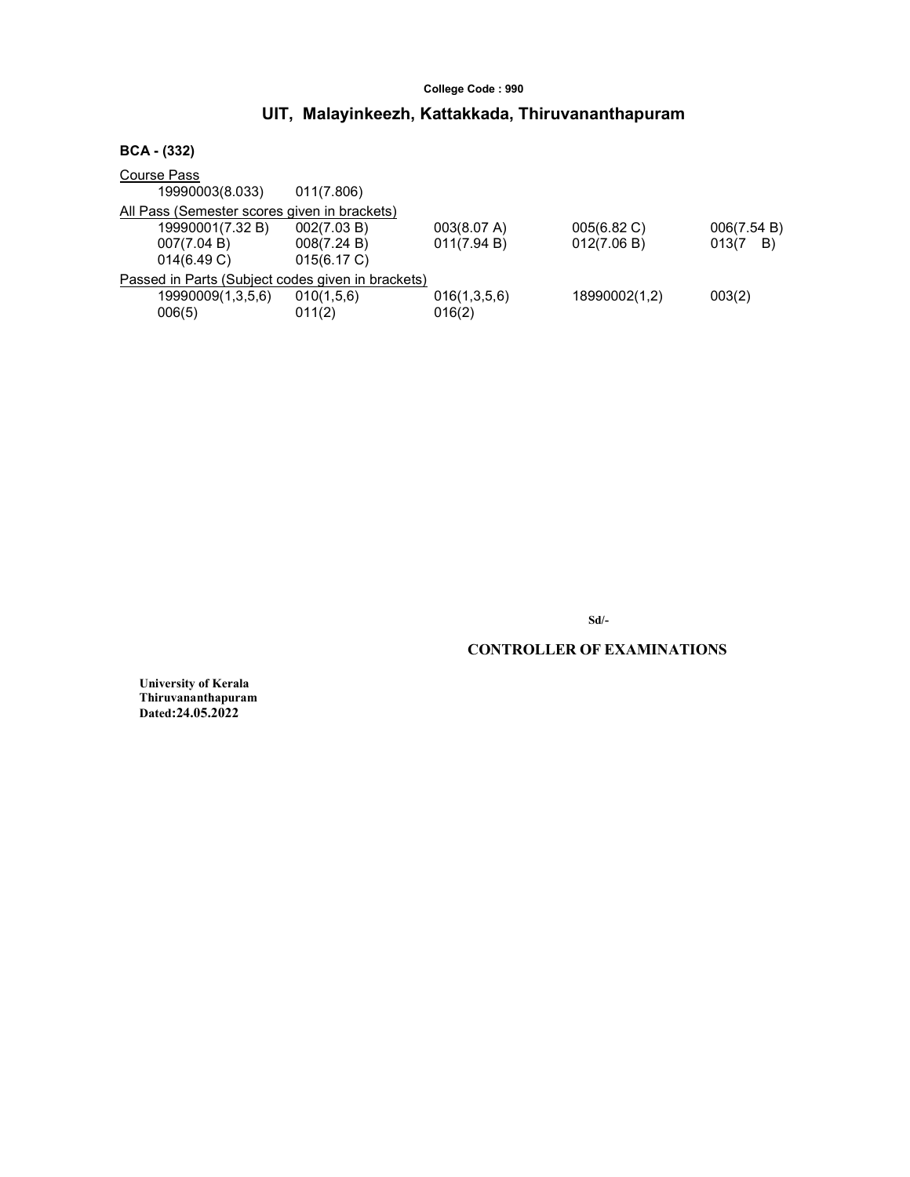College Code : 990

## UIT, Malayinkeezh, Kattakkada, Thiruvananthapuram

**BCA - (332)**

Course Pass

| | | | | |
|---|---|---|---|---|
| 19990003(8.033) | 011(7.806) | | | |

All Pass (Semester scores given in brackets)

| | | | | |
|---|---|---|---|---|
| 19990001(7.32 B) | 002(7.03 B) | 003(8.07 A) | 005(6.82 C) | 006(7.54 B) |
| 007(7.04 B) | 008(7.24 B) | 011(7.94 B) | 012(7.06 B) | 013(7 B) |
| 014(6.49 C) | 015(6.17 C) | | | |

Passed in Parts (Subject codes given in brackets)

| | | | | |
|---|---|---|---|---|
| 19990009(1,3,5,6) | 010(1,5,6) | 016(1,3,5,6) | 18990002(1,2) | 003(2) |
| 006(5) | 011(2) | 016(2) | | |

Sd/-

**CONTROLLER OF EXAMINATIONS**

**University of Kerala**
**Thiruvananthapuram**
**Dated:24.05.2022**